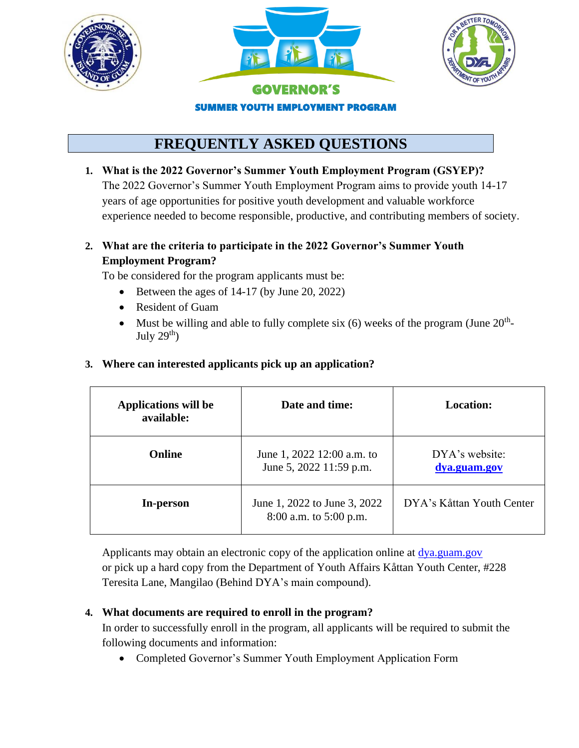**GOVERNOR'S**

**SUMMER YOUTH EMPLOYMENT PROGRAM**

# FREQUENTLY ASKED QUESTIONS

1. **What is the 2022 Governor's Summer Youth Employment Program (GSYEP)?**
   The 2022 Governor's Summer Youth Employment Program aims to provide youth 14-17 years of age opportunities for positive youth development and valuable workforce experience needed to become responsible, productive, and contributing members of society.

2. **What are the criteria to participate in the 2022 Governor's Summer Youth Employment Program?**
   To be considered for the program applicants must be:
   - Between the ages of 14-17 (by June 20, 2022)
   - Resident of Guam
   - Must be willing and able to fully complete six (6) weeks of the program (June 20th-July 29th)

3. **Where can interested applicants pick up an application?**

| Applications will be available: | Date and time: | Location: |
|---|---|---|
| **Online** | June 1, 2022 12:00 a.m. to June 5, 2022 11:59 p.m. | DYA's website: **dya.guam.gov** |
| **In-person** | June 1, 2022 to June 3, 2022 8:00 a.m. to 5:00 p.m. | DYA's Kåttan Youth Center |

   Applicants may obtain an electronic copy of the application online at dya.guam.gov or pick up a hard copy from the Department of Youth Affairs Kåttan Youth Center, #228 Teresita Lane, Mangilao (Behind DYA's main compound).

4. **What documents are required to enroll in the program?**
   In order to successfully enroll in the program, all applicants will be required to submit the following documents and information:
   - Completed Governor's Summer Youth Employment Application Form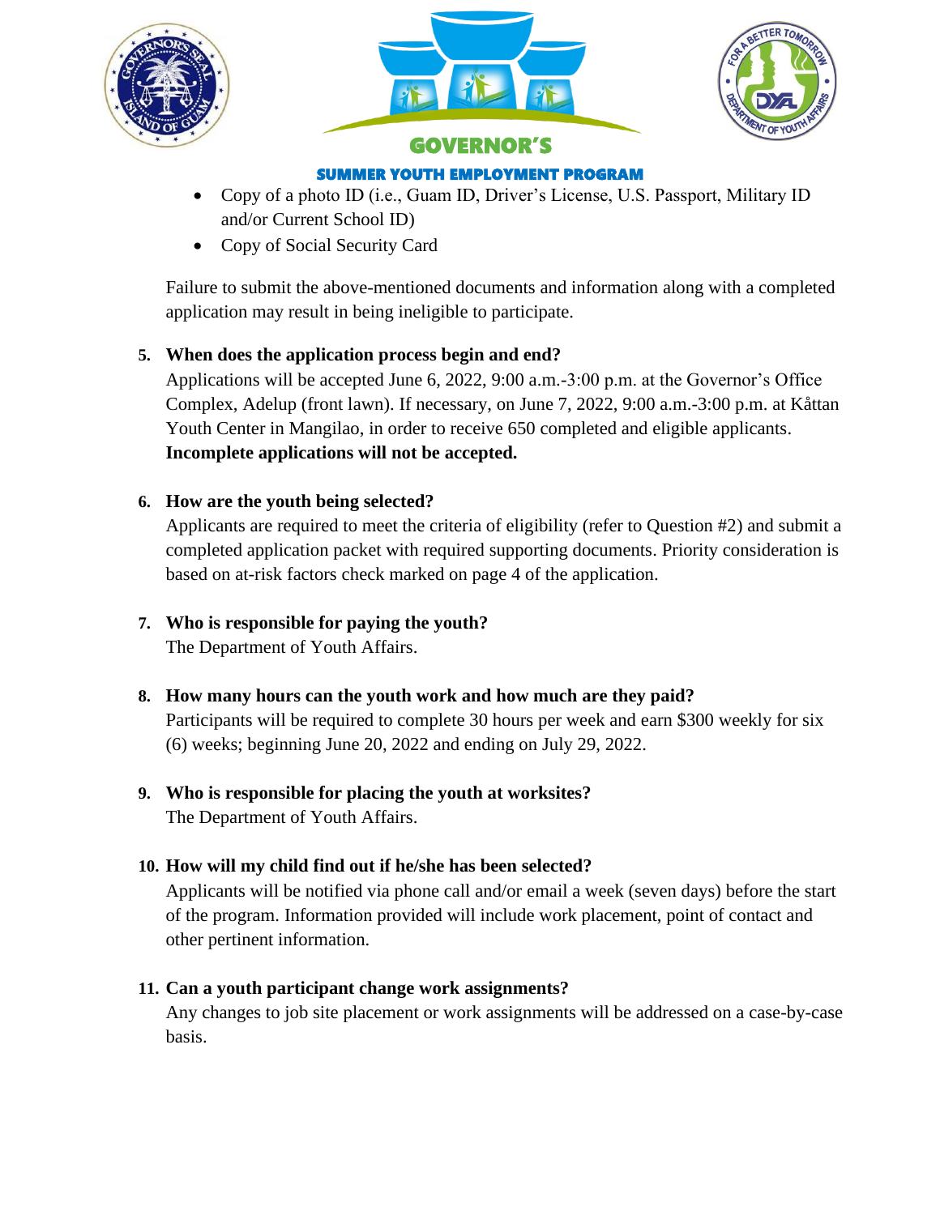- Copy of a photo ID (i.e., Guam ID, Driver's License, U.S. Passport, Military ID and/or Current School ID)
- Copy of Social Security Card

Failure to submit the above-mentioned documents and information along with a completed application may result in being ineligible to participate.

5. **When does the application process begin and end?**
   Applications will be accepted June 6, 2022, 9:00 a.m.-3:00 p.m. at the Governor's Office Complex, Adelup (front lawn). If necessary, on June 7, 2022, 9:00 a.m.-3:00 p.m. at Kåttan Youth Center in Mangilao, in order to receive 650 completed and eligible applicants. **Incomplete applications will not be accepted.**

6. **How are the youth being selected?**
   Applicants are required to meet the criteria of eligibility (refer to Question #2) and submit a completed application packet with required supporting documents. Priority consideration is based on at-risk factors check marked on page 4 of the application.

7. **Who is responsible for paying the youth?**
   The Department of Youth Affairs.

8. **How many hours can the youth work and how much are they paid?**
   Participants will be required to complete 30 hours per week and earn $300 weekly for six (6) weeks; beginning June 20, 2022 and ending on July 29, 2022.

9. **Who is responsible for placing the youth at worksites?**
   The Department of Youth Affairs.

10. **How will my child find out if he/she has been selected?**
    Applicants will be notified via phone call and/or email a week (seven days) before the start of the program. Information provided will include work placement, point of contact and other pertinent information.

11. **Can a youth participant change work assignments?**
    Any changes to job site placement or work assignments will be addressed on a case-by-case basis.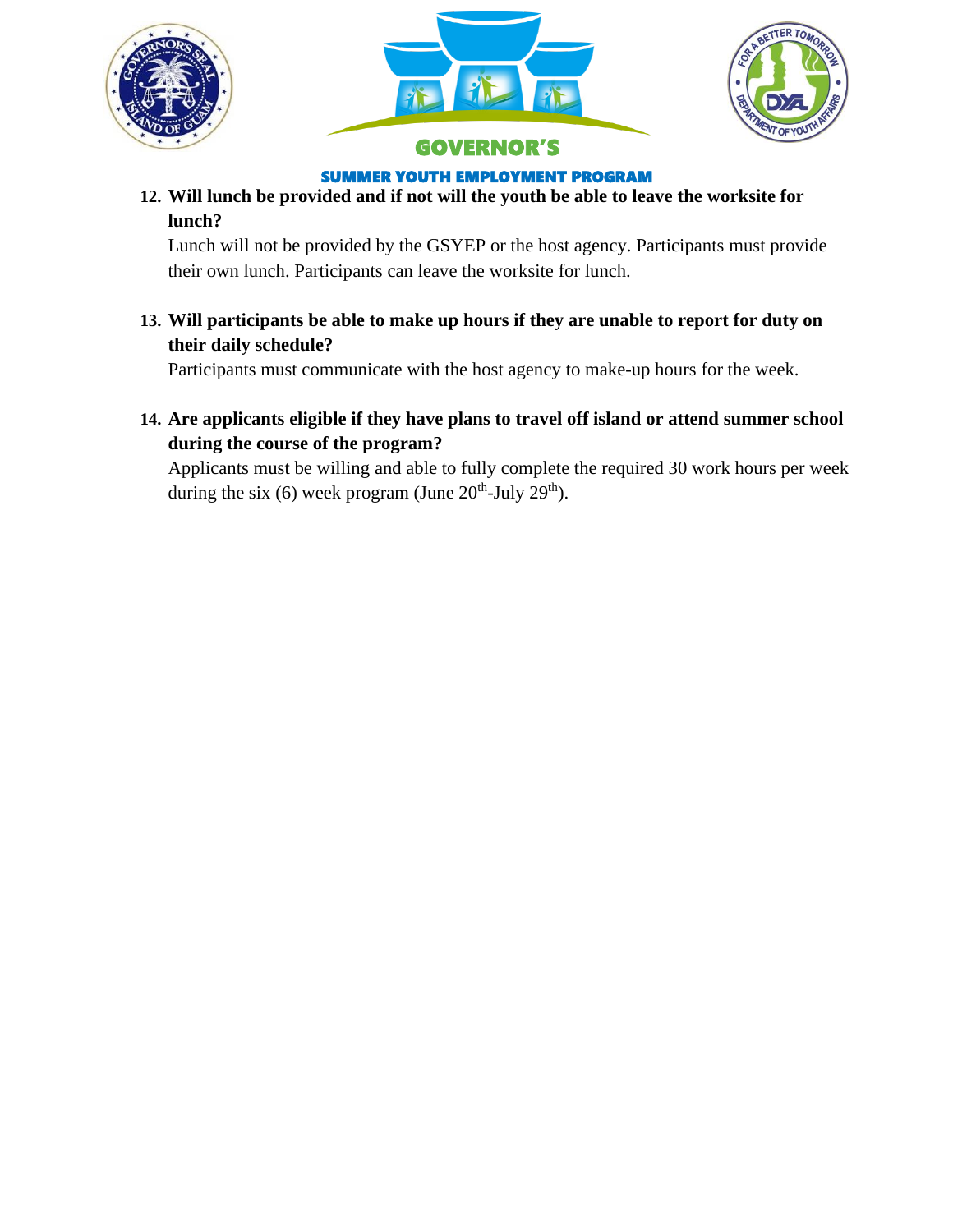12. **Will lunch be provided and if not will the youth be able to leave the worksite for lunch?**

    Lunch will not be provided by the GSYEP or the host agency. Participants must provide their own lunch. Participants can leave the worksite for lunch.

13. **Will participants be able to make up hours if they are unable to report for duty on their daily schedule?**

    Participants must communicate with the host agency to make-up hours for the week.

14. **Are applicants eligible if they have plans to travel off island or attend summer school during the course of the program?**

    Applicants must be willing and able to fully complete the required 30 work hours per week during the six (6) week program (June 20th-July 29th).